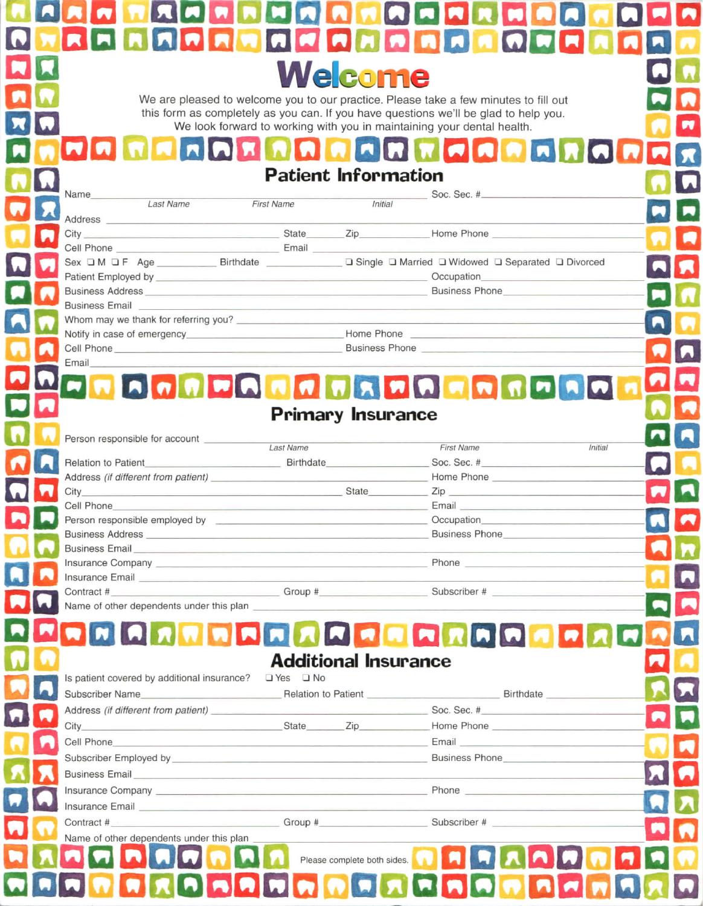# Welcome

We are pleased to welcome you to our practice. Please take a few minutes to fill out this form as completely as you can. If you have questions we'll be glad to help you. We look forward to working with you in maintaining your dental health.

## Patient Information

Name ______________________ Soc. Sec. # ____________
*Last Name* *First Name* *Initial*

Address ____________________________________________

City ______________ State ______ Zip ______ Home Phone ____________

Cell Phone ______________ Email ____________________

Sex ❑ M ❑ F Age ______ Birthdate ____________ ❑ Single ❑ Married ❑ Widowed ❑ Separated ❑ Divorced

Patient Employed by ______________________ Occupation ____________

Business Address ______________________ Business Phone ____________

Business Email ____________________________________

Whom may we thank for referring you? ____________________________

Notify in case of emergency ____________________ Home Phone ____________

Cell Phone ______________________ Business Phone ____________

Email ____________________________________________

## Primary Insurance

Person responsible for account ______________________________________
*Last Name* *First Name* *Initial*

Relation to Patient ______________ Birthdate ______________ Soc. Sec. # ____________

Address *(if different from patient)* ______________________ Home Phone ____________

City ______________________ State ______________ Zip ____________

Cell Phone ______________________ Email ____________________

Person responsible employed by ______________________ Occupation ____________

Business Address ______________________ Business Phone ____________

Business Email ____________________________________

Insurance Company ______________________ Phone ____________

Insurance Email ____________________________________

Contract # ______________ Group # ______________ Subscriber # ____________

Name of other dependents under this plan ____________________________

## Additional Insurance

Is patient covered by additional insurance? ❑ Yes ❑ No

Subscriber Name ______________ Relation to Patient ______________ Birthdate ____________

Address *(if different from patient)* ______________________ Soc. Sec. # ____________

City ______________ State ______ Zip ______ Home Phone ____________

Cell Phone ______________________ Email ____________________

Subscriber Employed by ______________________ Business Phone ____________

Business Email ____________________________________

Insurance Company ______________________ Phone ____________

Insurance Email ____________________________________

Contract # ______________ Group # ______________ Subscriber # ____________

Name of other dependents under this plan ____________________________

Please complete both sides.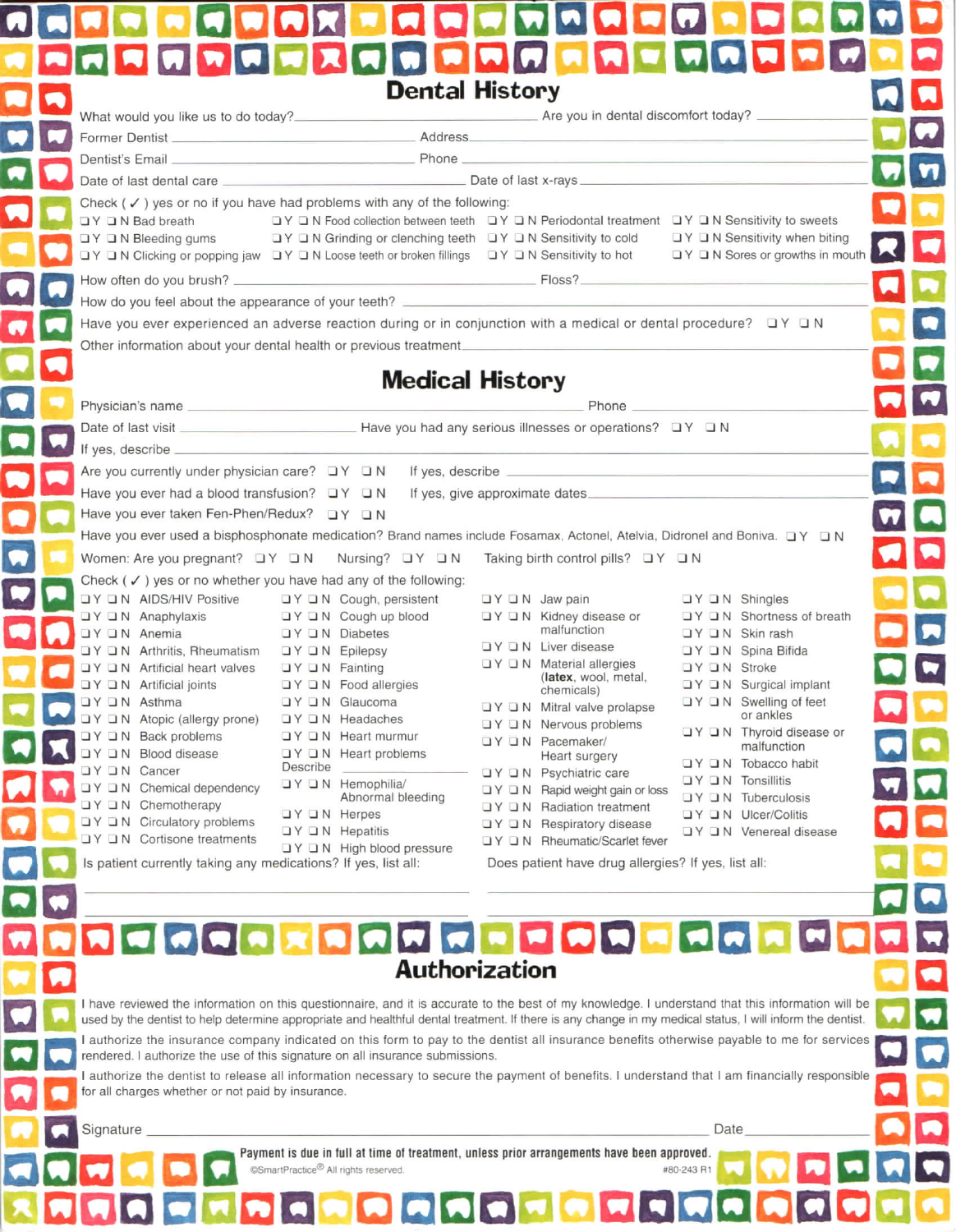# Dental History

What would you like to do today? ______ Are you in dental discomfort today? ______

Former Dentist ______ Address ______

Dentist's Email ______ Phone ______

Date of last dental care ______ Date of last x-rays ______

Check ( ✓ ) yes or no if you have had problems with any of the following:

| | | | |
|---|---|---|---|
| ❑ Y ❑ N Bad breath | ❑ Y ❑ N Food collection between teeth | ❑ Y ❑ N Periodontal treatment | ❑ Y ❑ N Sensitivity to sweets |
| ❑ Y ❑ N Bleeding gums | ❑ Y ❑ N Grinding or clenching teeth | ❑ Y ❑ N Sensitivity to cold | ❑ Y ❑ N Sensitivity when biting |
| ❑ Y ❑ N Clicking or popping jaw | ❑ Y ❑ N Loose teeth or broken fillings | ❑ Y ❑ N Sensitivity to hot | ❑ Y ❑ N Sores or growths in mouth |

How often do you brush? ______ Floss? ______

How do you feel about the appearance of your teeth? ______

Have you ever experienced an adverse reaction during or in conjunction with a medical or dental procedure? ❑ Y ❑ N

Other information about your dental health or previous treatment ______

# Medical History

Physician's name ______ Phone ______

Date of last visit ______ Have you had any serious illnesses or operations? ❑ Y ❑ N

If yes, describe ______

Are you currently under physician care? ❑ Y ❑ N If yes, describe ______

Have you ever had a blood transfusion? ❑ Y ❑ N If yes, give approximate dates ______

Have you ever taken Fen-Phen/Redux? ❑ Y ❑ N

Have you ever used a bisphosphonate medication? Brand names include Fosamax, Actonel, Atelvia, Didronel and Boniva. ❑ Y ❑ N

Women: Are you pregnant? ❑ Y ❑ N Nursing? ❑ Y ❑ N Taking birth control pills? ❑ Y ❑ N

Check ( ✓ ) yes or no whether you have had any of the following:

| | | | |
|---|---|---|---|
| ❑ Y ❑ N AIDS/HIV Positive | ❑ Y ❑ N Cough, persistent | ❑ Y ❑ N Jaw pain | ❑ Y ❑ N Shingles |
| ❑ Y ❑ N Anaphylaxis | ❑ Y ❑ N Cough up blood | ❑ Y ❑ N Kidney disease or malfunction | ❑ Y ❑ N Shortness of breath |
| ❑ Y ❑ N Anemia | ❑ Y ❑ N Diabetes | ❑ Y ❑ N Liver disease | ❑ Y ❑ N Skin rash |
| ❑ Y ❑ N Arthritis, Rheumatism | ❑ Y ❑ N Epilepsy | ❑ Y ❑ N Material allergies (**latex**, wool, metal, chemicals) | ❑ Y ❑ N Spina Bifida |
| ❑ Y ❑ N Artificial heart valves | ❑ Y ❑ N Fainting | ❑ Y ❑ N Mitral valve prolapse | ❑ Y ❑ N Stroke |
| ❑ Y ❑ N Artificial joints | ❑ Y ❑ N Food allergies | ❑ Y ❑ N Nervous problems | ❑ Y ❑ N Surgical implant |
| ❑ Y ❑ N Asthma | ❑ Y ❑ N Glaucoma | ❑ Y ❑ N Pacemaker/ Heart surgery | ❑ Y ❑ N Swelling of feet or ankles |
| ❑ Y ❑ N Atopic (allergy prone) | ❑ Y ❑ N Headaches | ❑ Y ❑ N Psychiatric care | ❑ Y ❑ N Thyroid disease or malfunction |
| ❑ Y ❑ N Back problems | ❑ Y ❑ N Heart murmur | ❑ Y ❑ N Rapid weight gain or loss | ❑ Y ❑ N Tobacco habit |
| ❑ Y ❑ N Blood disease | ❑ Y ❑ N Heart problems<br>Describe ______ | ❑ Y ❑ N Radiation treatment | ❑ Y ❑ N Tonsillitis |
| ❑ Y ❑ N Cancer | ❑ Y ❑ N Hemophilia/ Abnormal bleeding | ❑ Y ❑ N Respiratory disease | ❑ Y ❑ N Tuberculosis |
| ❑ Y ❑ N Chemical dependency | ❑ Y ❑ N Herpes | ❑ Y ❑ N Rheumatic/Scarlet fever | ❑ Y ❑ N Ulcer/Colitis |
| ❑ Y ❑ N Chemotherapy | ❑ Y ❑ N Hepatitis | | ❑ Y ❑ N Venereal disease |
| ❑ Y ❑ N Circulatory problems | ❑ Y ❑ N High blood pressure | | |
| ❑ Y ❑ N Cortisone treatments | | | |

Is patient currently taking any medications? If yes, list all: ______

Does patient have drug allergies? If yes, list all: ______

# Authorization

I have reviewed the information on this questionnaire, and it is accurate to the best of my knowledge. I understand that this information will be used by the dentist to help determine appropriate and healthful dental treatment. If there is any change in my medical status, I will inform the dentist.

I authorize the insurance company indicated on this form to pay to the dentist all insurance benefits otherwise payable to me for services rendered. I authorize the use of this signature on all insurance submissions.

I authorize the dentist to release all information necessary to secure the payment of benefits. I understand that I am financially responsible for all charges whether or not paid by insurance.

Signature ______ Date ______

**Payment is due in full at time of treatment, unless prior arrangements have been approved.**

©SmartPractice® All rights reserved. #80-243 R1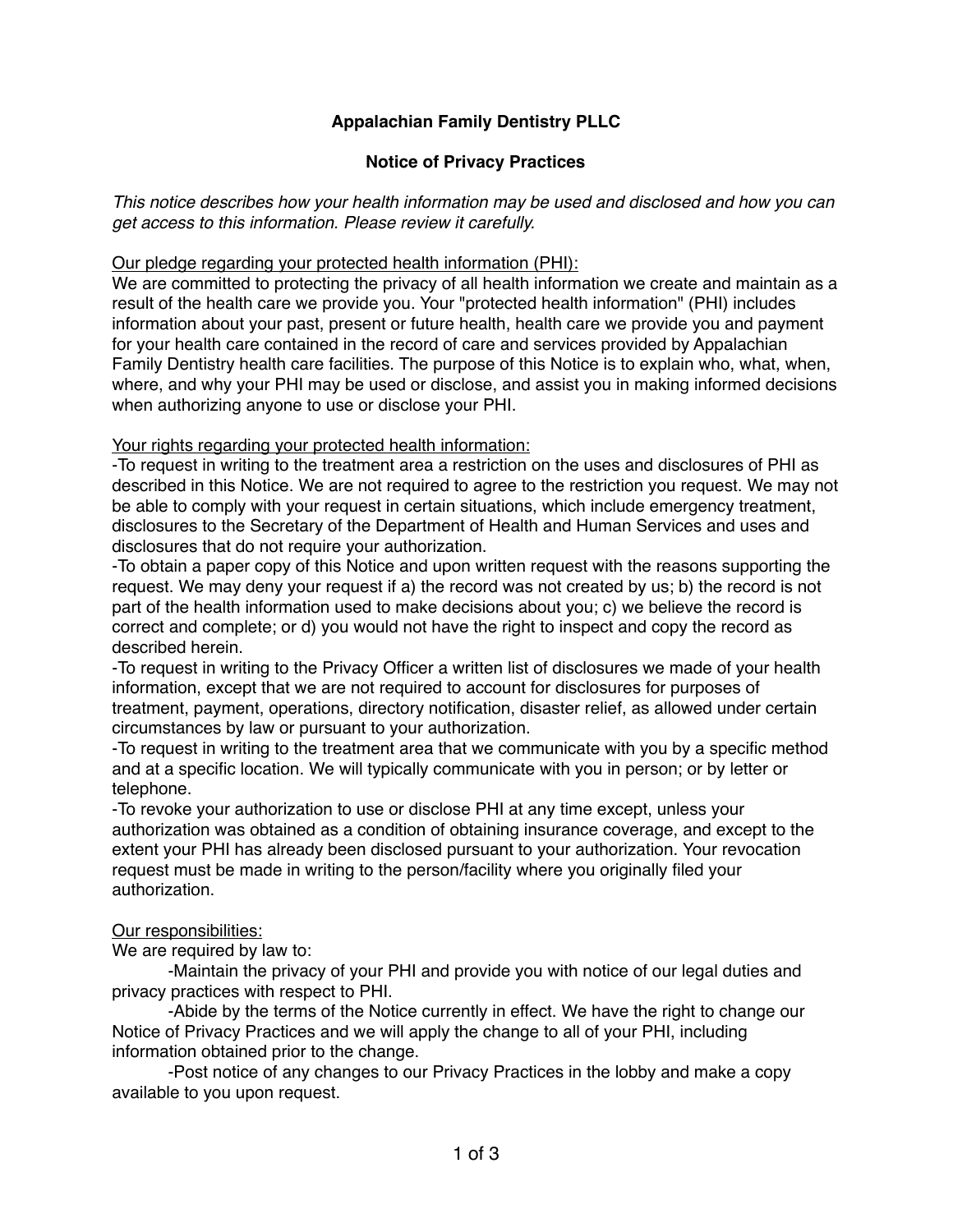**Appalachian Family Dentistry PLLC**

**Notice of Privacy Practices**

*This notice describes how your health information may be used and disclosed and how you can get access to this information. Please review it carefully.*

Our pledge regarding your protected health information (PHI):

We are committed to protecting the privacy of all health information we create and maintain as a result of the health care we provide you. Your "protected health information" (PHI) includes information about your past, present or future health, health care we provide you and payment for your health care contained in the record of care and services provided by Appalachian Family Dentistry health care facilities. The purpose of this Notice is to explain who, what, when, where, and why your PHI may be used or disclose, and assist you in making informed decisions when authorizing anyone to use or disclose your PHI.

Your rights regarding your protected health information:

-To request in writing to the treatment area a restriction on the uses and disclosures of PHI as described in this Notice. We are not required to agree to the restriction you request. We may not be able to comply with your request in certain situations, which include emergency treatment, disclosures to the Secretary of the Department of Health and Human Services and uses and disclosures that do not require your authorization.

-To obtain a paper copy of this Notice and upon written request with the reasons supporting the request. We may deny your request if a) the record was not created by us; b) the record is not part of the health information used to make decisions about you; c) we believe the record is correct and complete; or d) you would not have the right to inspect and copy the record as described herein.

-To request in writing to the Privacy Officer a written list of disclosures we made of your health information, except that we are not required to account for disclosures for purposes of treatment, payment, operations, directory notification, disaster relief, as allowed under certain circumstances by law or pursuant to your authorization.

-To request in writing to the treatment area that we communicate with you by a specific method and at a specific location. We will typically communicate with you in person; or by letter or telephone.

-To revoke your authorization to use or disclose PHI at any time except, unless your authorization was obtained as a condition of obtaining insurance coverage, and except to the extent your PHI has already been disclosed pursuant to your authorization. Your revocation request must be made in writing to the person/facility where you originally filed your authorization.

Our responsibilities:

We are required by law to:

-Maintain the privacy of your PHI and provide you with notice of our legal duties and privacy practices with respect to PHI.

-Abide by the terms of the Notice currently in effect. We have the right to change our Notice of Privacy Practices and we will apply the change to all of your PHI, including information obtained prior to the change.

-Post notice of any changes to our Privacy Practices in the lobby and make a copy available to you upon request.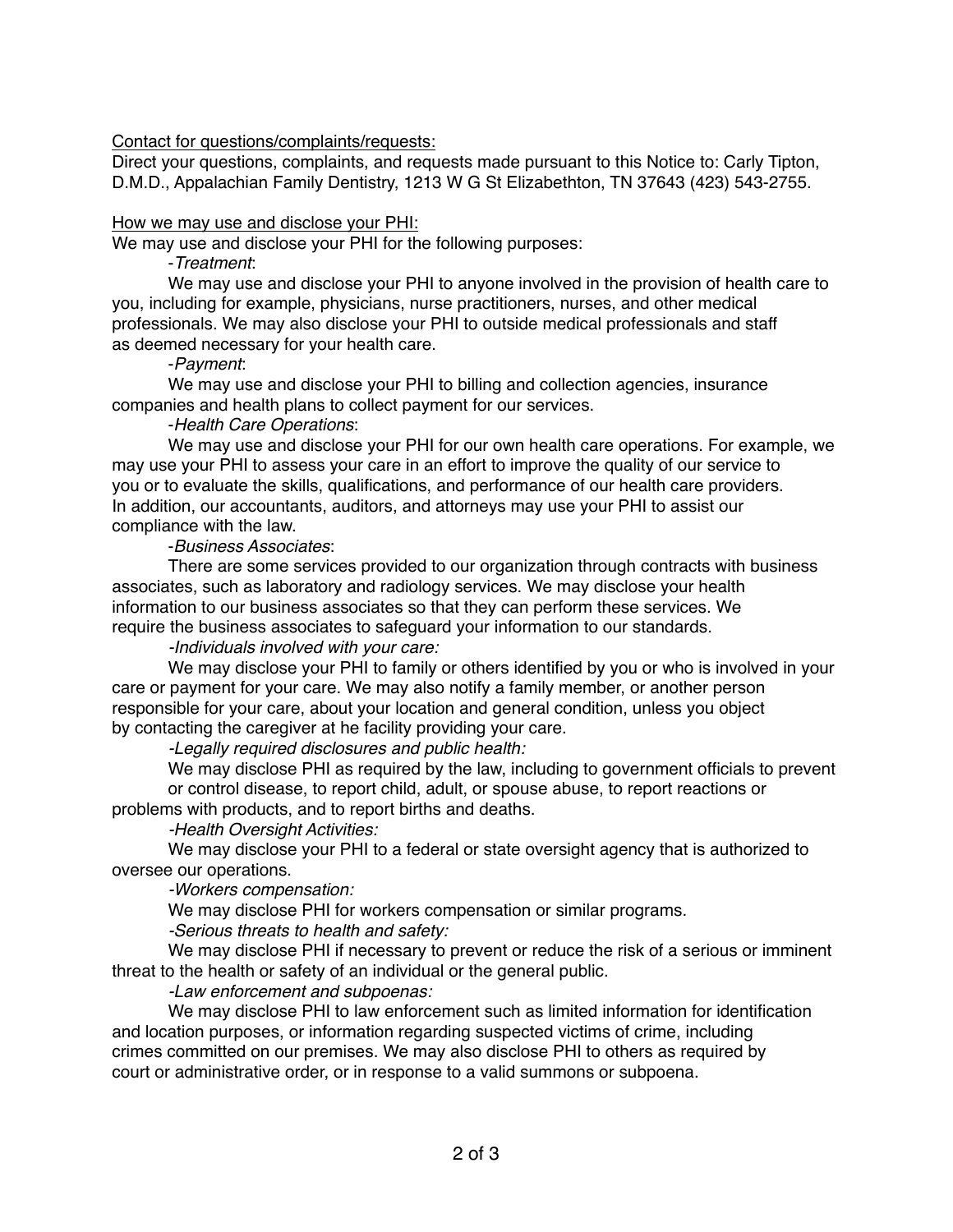Contact for questions/complaints/requests:

Direct your questions, complaints, and requests made pursuant to this Notice to: Carly Tipton, D.M.D., Appalachian Family Dentistry, 1213 W G St Elizabethton, TN 37643 (423) 543-2755.

How we may use and disclose your PHI:

We may use and disclose your PHI for the following purposes:

-*Treatment*:

We may use and disclose your PHI to anyone involved in the provision of health care to you, including for example, physicians, nurse practitioners, nurses, and other medical professionals. We may also disclose your PHI to outside medical professionals and staff as deemed necessary for your health care.

-*Payment*:

We may use and disclose your PHI to billing and collection agencies, insurance companies and health plans to collect payment for our services.

-*Health Care Operations*:

We may use and disclose your PHI for our own health care operations. For example, we may use your PHI to assess your care in an effort to improve the quality of our service to you or to evaluate the skills, qualifications, and performance of our health care providers. In addition, our accountants, auditors, and attorneys may use your PHI to assist our compliance with the law.

-*Business Associates*:

There are some services provided to our organization through contracts with business associates, such as laboratory and radiology services. We may disclose your health information to our business associates so that they can perform these services. We require the business associates to safeguard your information to our standards.

*-Individuals involved with your care:*

We may disclose your PHI to family or others identified by you or who is involved in your care or payment for your care. We may also notify a family member, or another person responsible for your care, about your location and general condition, unless you object by contacting the caregiver at he facility providing your care.

*-Legally required disclosures and public health:*

We may disclose PHI as required by the law, including to government officials to prevent or control disease, to report child, adult, or spouse abuse, to report reactions or problems with products, and to report births and deaths.

*-Health Oversight Activities:*

We may disclose your PHI to a federal or state oversight agency that is authorized to oversee our operations.

*-Workers compensation:*

We may disclose PHI for workers compensation or similar programs.

*-Serious threats to health and safety:*

We may disclose PHI if necessary to prevent or reduce the risk of a serious or imminent threat to the health or safety of an individual or the general public.

*-Law enforcement and subpoenas:*

We may disclose PHI to law enforcement such as limited information for identification and location purposes, or information regarding suspected victims of crime, including crimes committed on our premises. We may also disclose PHI to others as required by court or administrative order, or in response to a valid summons or subpoena.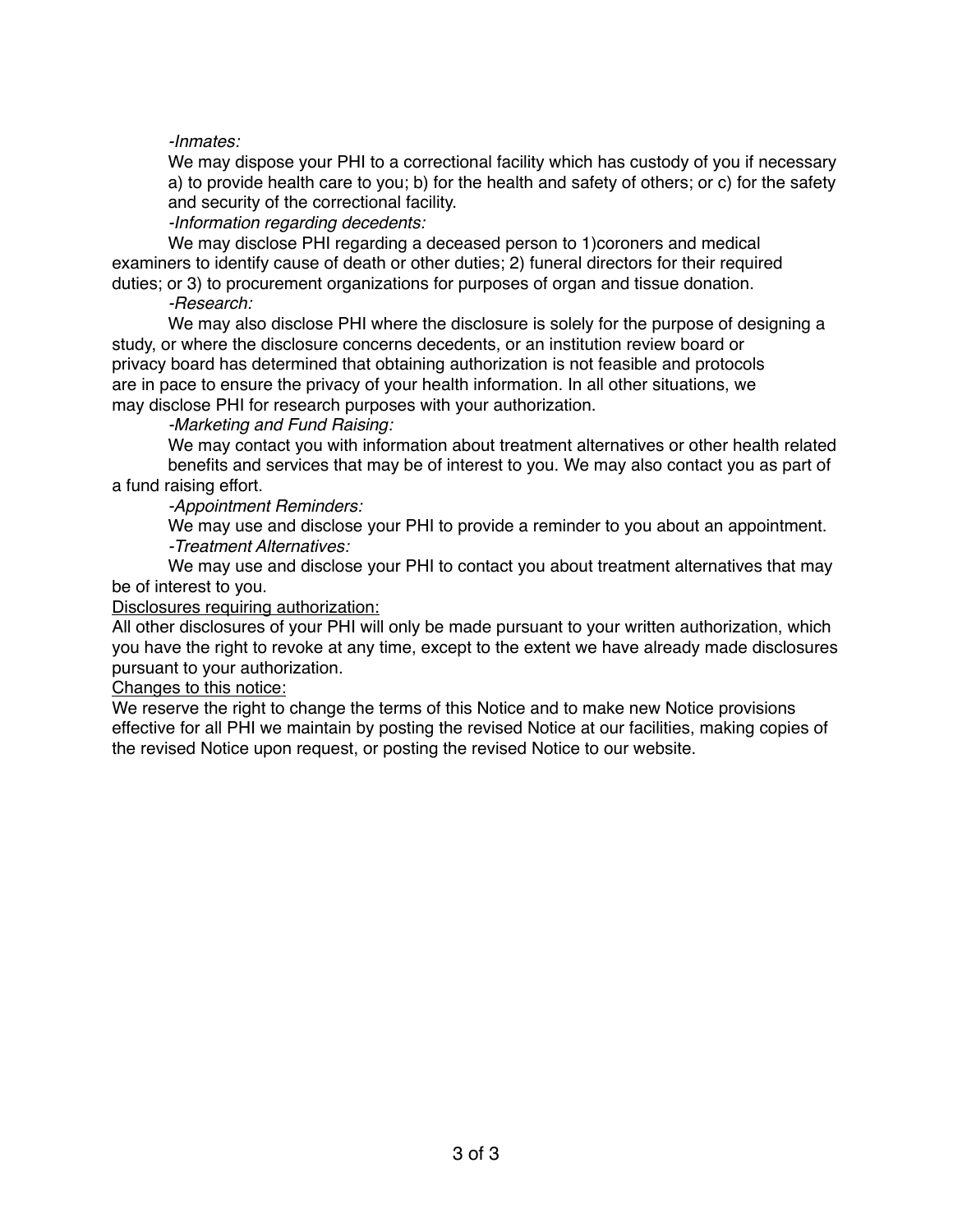*-Inmates:*

We may dispose your PHI to a correctional facility which has custody of you if necessary a) to provide health care to you; b) for the health and safety of others; or c) for the safety and security of the correctional facility.

*-Information regarding decedents:*

We may disclose PHI regarding a deceased person to 1)coroners and medical examiners to identify cause of death or other duties; 2) funeral directors for their required duties; or 3) to procurement organizations for purposes of organ and tissue donation.

*-Research:*

We may also disclose PHI where the disclosure is solely for the purpose of designing a study, or where the disclosure concerns decedents, or an institution review board or privacy board has determined that obtaining authorization is not feasible and protocols are in pace to ensure the privacy of your health information. In all other situations, we may disclose PHI for research purposes with your authorization.

*-Marketing and Fund Raising:*

We may contact you with information about treatment alternatives or other health related benefits and services that may be of interest to you. We may also contact you as part of a fund raising effort.

*-Appointment Reminders:*

We may use and disclose your PHI to provide a reminder to you about an appointment.

*-Treatment Alternatives:*

We may use and disclose your PHI to contact you about treatment alternatives that may be of interest to you.

<u>Disclosures requiring authorization:</u>

All other disclosures of your PHI will only be made pursuant to your written authorization, which you have the right to revoke at any time, except to the extent we have already made disclosures pursuant to your authorization.

<u>Changes to this notice:</u>

We reserve the right to change the terms of this Notice and to make new Notice provisions effective for all PHI we maintain by posting the revised Notice at our facilities, making copies of the revised Notice upon request, or posting the revised Notice to our website.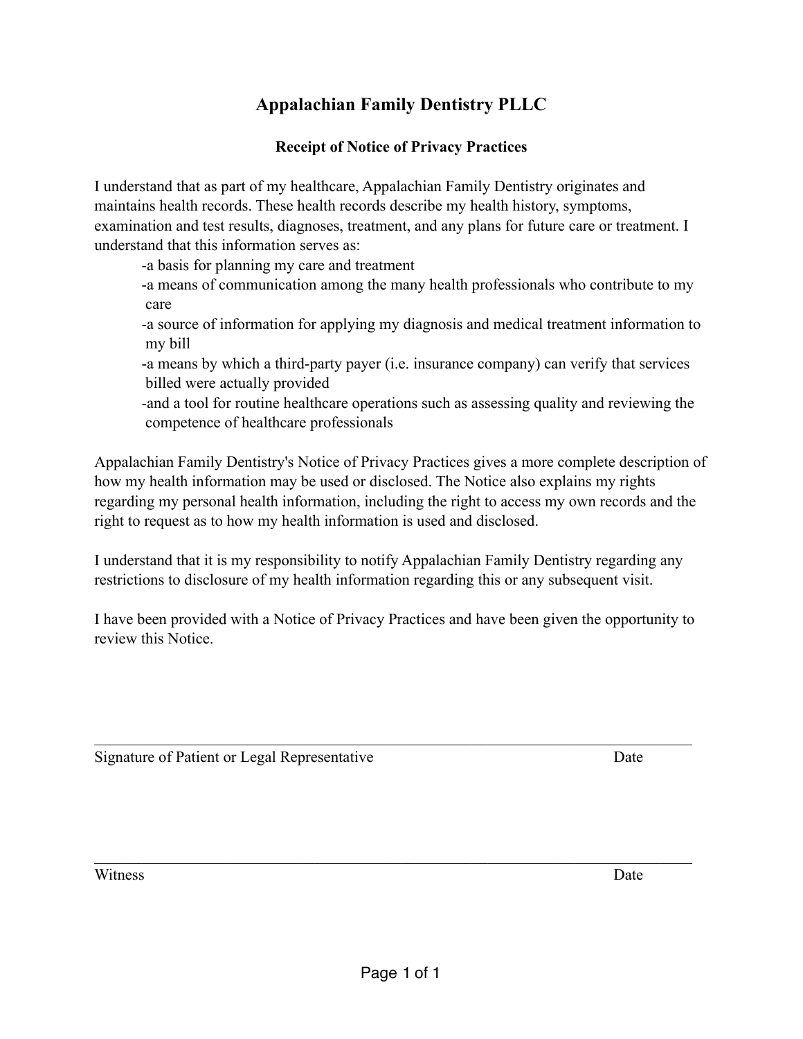# Appalachian Family Dentistry PLLC

## Receipt of Notice of Privacy Practices

I understand that as part of my healthcare, Appalachian Family Dentistry originates and maintains health records. These health records describe my health history, symptoms, examination and test results, diagnoses, treatment, and any plans for future care or treatment. I understand that this information serves as:

- a basis for planning my care and treatment
- a means of communication among the many health professionals who contribute to my care
- a source of information for applying my diagnosis and medical treatment information to my bill
- a means by which a third-party payer (i.e. insurance company) can verify that services billed were actually provided
- and a tool for routine healthcare operations such as assessing quality and reviewing the competence of healthcare professionals

Appalachian Family Dentistry's Notice of Privacy Practices gives a more complete description of how my health information may be used or disclosed. The Notice also explains my rights regarding my personal health information, including the right to access my own records and the right to request as to how my health information is used and disclosed.

I understand that it is my responsibility to notify Appalachian Family Dentistry regarding any restrictions to disclosure of my health information regarding this or any subsequent visit.

I have been provided with a Notice of Privacy Practices and have been given the opportunity to review this Notice.

\_\_\_\_\_\_\_\_\_\_\_\_\_\_\_\_\_\_\_\_\_\_\_\_\_\_\_\_\_\_\_\_\_\_\_\_\_\_\_\_\_\_\_\_\_\_\_\_\_\_\_\_\_\_\_\_\_\_\_\_\_\_\_\_

Signature of Patient or Legal Representative Date

\_\_\_\_\_\_\_\_\_\_\_\_\_\_\_\_\_\_\_\_\_\_\_\_\_\_\_\_\_\_\_\_\_\_\_\_\_\_\_\_\_\_\_\_\_\_\_\_\_\_\_\_\_\_\_\_\_\_\_\_\_\_\_\_

Witness Date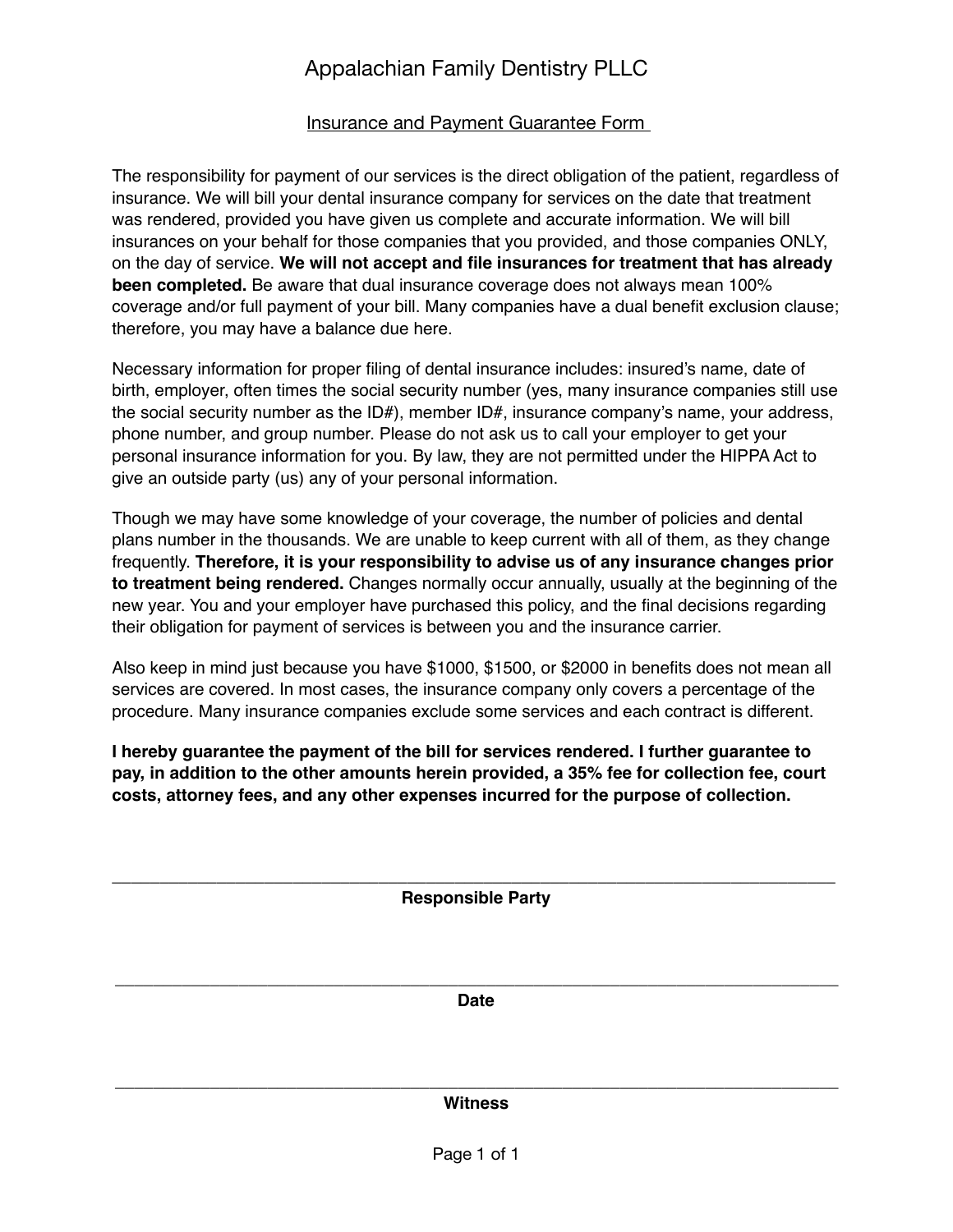# Appalachian Family Dentistry PLLC

## Insurance and Payment Guarantee Form

The responsibility for payment of our services is the direct obligation of the patient, regardless of insurance. We will bill your dental insurance company for services on the date that treatment was rendered, provided you have given us complete and accurate information. We will bill insurances on your behalf for those companies that you provided, and those companies ONLY, on the day of service. **We will not accept and file insurances for treatment that has already been completed.** Be aware that dual insurance coverage does not always mean 100% coverage and/or full payment of your bill. Many companies have a dual benefit exclusion clause; therefore, you may have a balance due here.

Necessary information for proper filing of dental insurance includes: insured's name, date of birth, employer, often times the social security number (yes, many insurance companies still use the social security number as the ID#), member ID#, insurance company's name, your address, phone number, and group number. Please do not ask us to call your employer to get your personal insurance information for you. By law, they are not permitted under the HIPPA Act to give an outside party (us) any of your personal information.

Though we may have some knowledge of your coverage, the number of policies and dental plans number in the thousands. We are unable to keep current with all of them, as they change frequently. **Therefore, it is your responsibility to advise us of any insurance changes prior to treatment being rendered.** Changes normally occur annually, usually at the beginning of the new year. You and your employer have purchased this policy, and the final decisions regarding their obligation for payment of services is between you and the insurance carrier.

Also keep in mind just because you have $1000, $1500, or $2000 in benefits does not mean all services are covered. In most cases, the insurance company only covers a percentage of the procedure. Many insurance companies exclude some services and each contract is different.

**I hereby guarantee the payment of the bill for services rendered. I further guarantee to pay, in addition to the other amounts herein provided, a 35% fee for collection fee, court costs, attorney fees, and any other expenses incurred for the purpose of collection.**

\_\_\_\_\_\_\_\_\_\_\_\_\_\_\_\_\_\_\_\_\_\_\_\_\_\_\_\_\_\_\_\_\_\_\_\_\_\_\_\_\_\_\_\_\_\_\_\_

**Responsible Party**

\_\_\_\_\_\_\_\_\_\_\_\_\_\_\_\_\_\_\_\_\_\_\_\_\_\_\_\_\_\_\_\_\_\_\_\_\_\_\_\_\_\_\_\_\_\_\_\_

**Date**

\_\_\_\_\_\_\_\_\_\_\_\_\_\_\_\_\_\_\_\_\_\_\_\_\_\_\_\_\_\_\_\_\_\_\_\_\_\_\_\_\_\_\_\_\_\_\_\_

**Witness**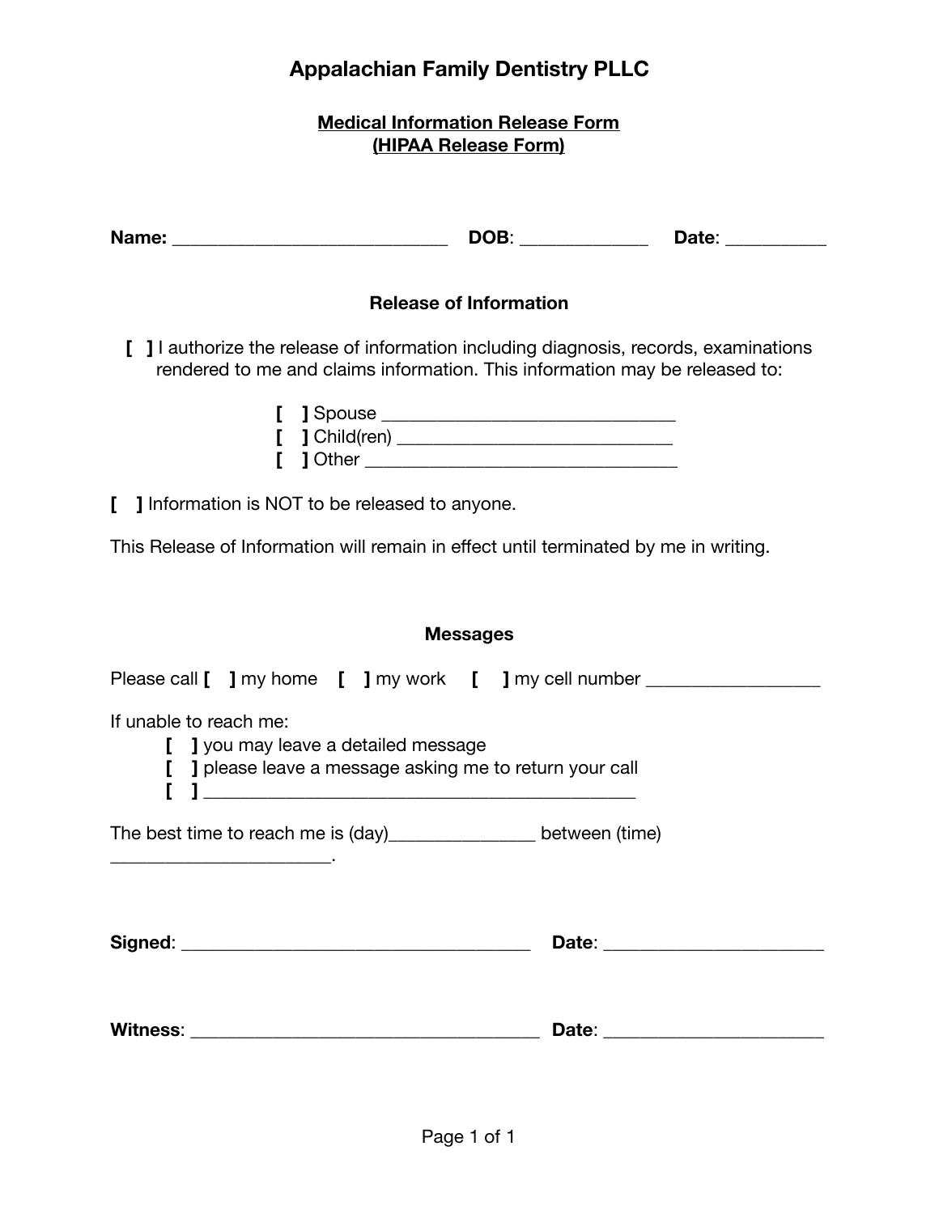# Appalachian Family Dentistry PLLC

## Medical Information Release Form
## (HIPAA Release Form)

**Name:** _____________________________ **DOB**: _____________ **Date**: __________

### Release of Information

**[ ]** I authorize the release of information including diagnosis, records, examinations rendered to me and claims information. This information may be released to:

**[ ]** Spouse _______________________________
**[ ]** Child(ren) _____________________________
**[ ]** Other _________________________________

**[ ]** Information is NOT to be released to anyone.

This Release of Information will remain in effect until terminated by me in writing.

### Messages

Please call **[ ]** my home **[ ]** my work **[ ]** my cell number __________________

If unable to reach me:

**[ ]** you may leave a detailed message
**[ ]** please leave a message asking me to return your call
**[ ]** _____________________________________________

The best time to reach me is (day)_______________ between (time) _______________________.

**Signed**: ____________________________________ **Date**: ______________________

**Witness**: ____________________________________ **Date**: ______________________